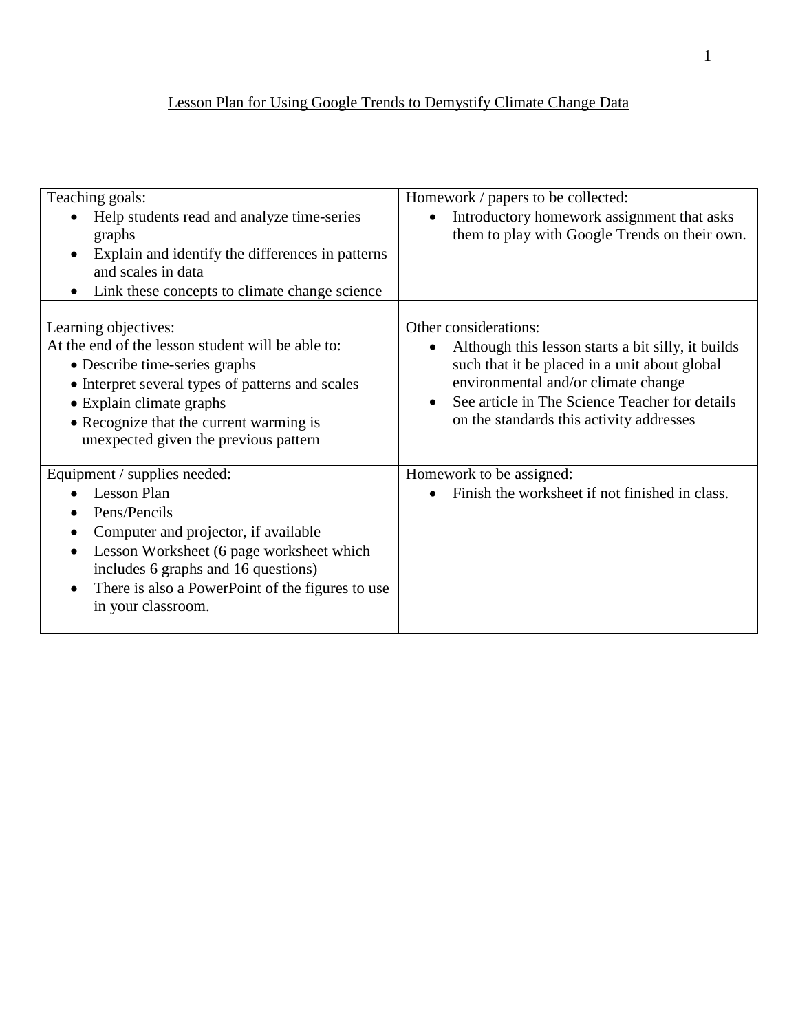# Lesson Plan for Using Google Trends to Demystify Climate Change Data

| Teaching goals:<br>• Help students read and analyze time-series graphs<br>• Explain and identify the differences in patterns and scales in data<br>• Link these concepts to climate change science | Homework / papers to be collected:<br>• Introductory homework assignment that asks them to play with Google Trends on their own. |
|---|---|
| Learning objectives:<br>At the end of the lesson student will be able to:<br>• Describe time-series graphs<br>• Interpret several types of patterns and scales<br>• Explain climate graphs<br>• Recognize that the current warming is unexpected given the previous pattern | Other considerations:<br>• Although this lesson starts a bit silly, it builds such that it be placed in a unit about global environmental and/or climate change<br>• See article in The Science Teacher for details on the standards this activity addresses |
| Equipment / supplies needed:<br>• Lesson Plan<br>• Pens/Pencils<br>• Computer and projector, if available<br>• Lesson Worksheet (6 page worksheet which includes 6 graphs and 16 questions)<br>• There is also a PowerPoint of the figures to use in your classroom. | Homework to be assigned:<br>• Finish the worksheet if not finished in class. |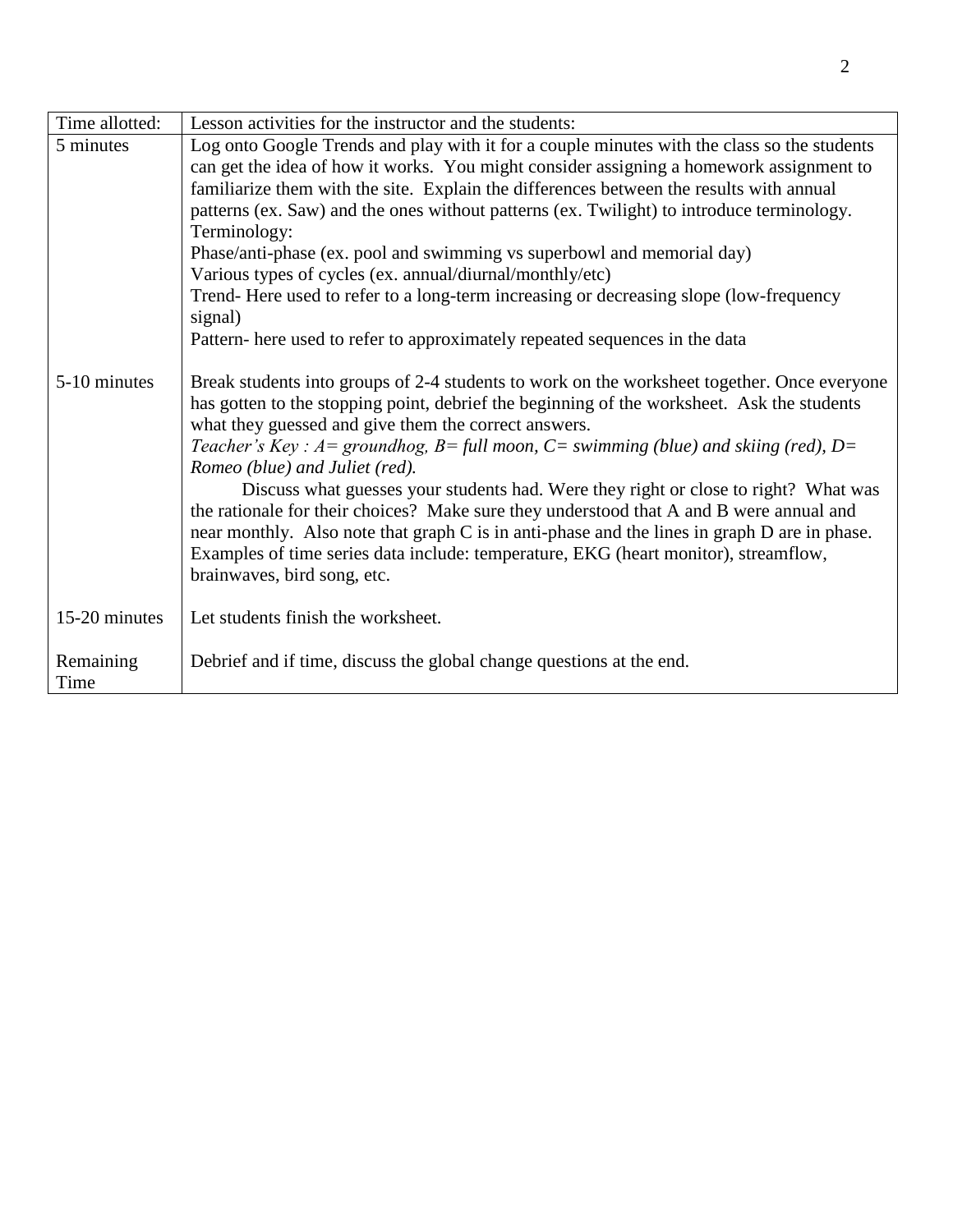| Time allotted: | Lesson activities for the instructor and the students: |
|---|---|
| 5 minutes | Log onto Google Trends and play with it for a couple minutes with the class so the students can get the idea of how it works. You might consider assigning a homework assignment to familiarize them with the site. Explain the differences between the results with annual patterns (ex. Saw) and the ones without patterns (ex. Twilight) to introduce terminology.<br>Terminology:<br>Phase/anti-phase (ex. pool and swimming vs superbowl and memorial day)<br>Various types of cycles (ex. annual/diurnal/monthly/etc)<br>Trend- Here used to refer to a long-term increasing or decreasing slope (low-frequency signal)<br>Pattern- here used to refer to approximately repeated sequences in the data |
| 5-10 minutes | Break students into groups of 2-4 students to work on the worksheet together. Once everyone has gotten to the stopping point, debrief the beginning of the worksheet. Ask the students what they guessed and give them the correct answers.<br>*Teacher's Key : A= groundhog, B= full moon, C= swimming (blue) and skiing (red), D= Romeo (blue) and Juliet (red).*<br>Discuss what guesses your students had. Were they right or close to right? What was the rationale for their choices? Make sure they understood that A and B were annual and near monthly. Also note that graph C is in anti-phase and the lines in graph D are in phase. Examples of time series data include: temperature, EKG (heart monitor), streamflow, brainwaves, bird song, etc. |
| 15-20 minutes | Let students finish the worksheet. |
| Remaining Time | Debrief and if time, discuss the global change questions at the end. |